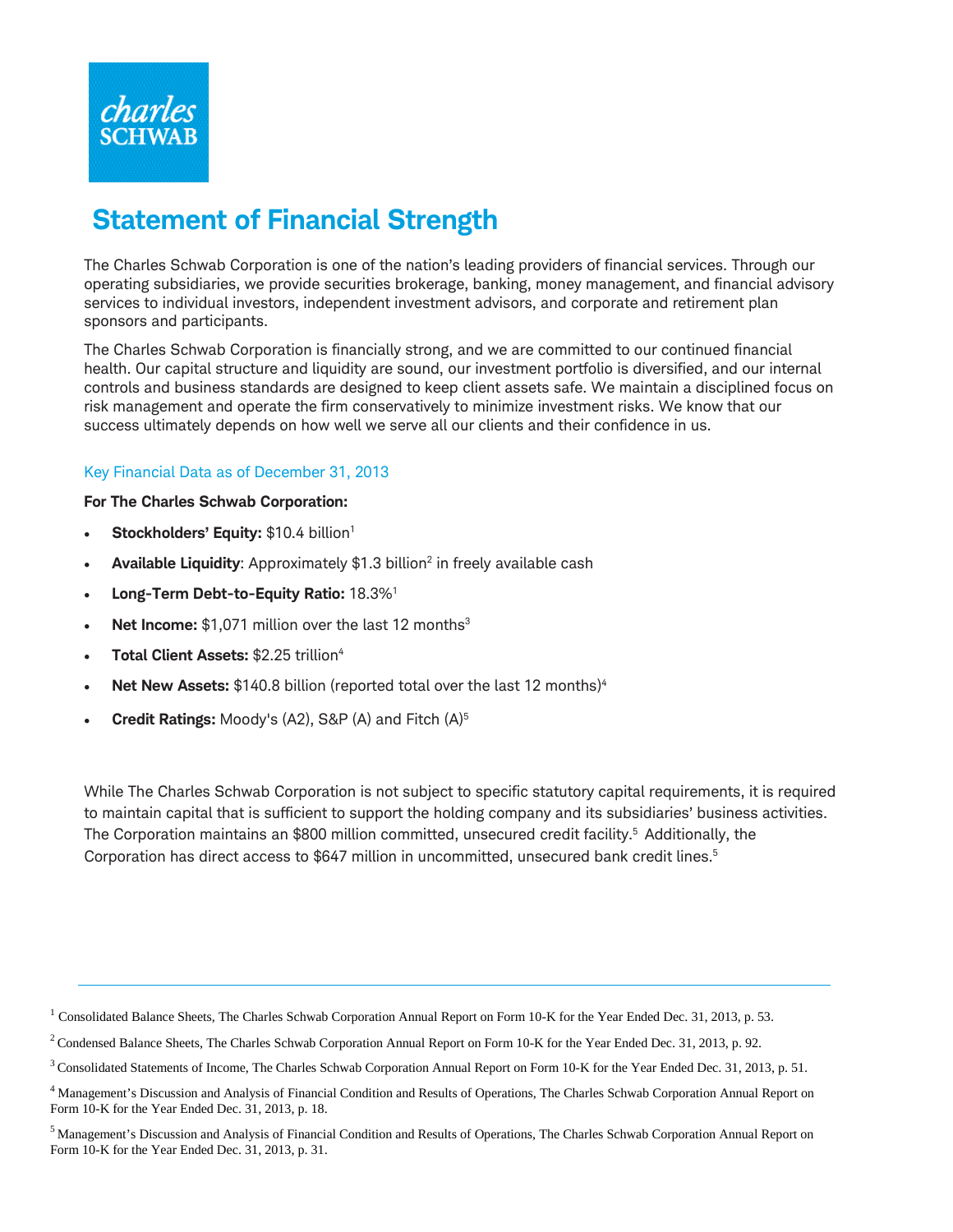charles SCHWAB

# Statement of Financial Strength

The Charles Schwab Corporation is one of the nation's leading providers of financial services. Through our operating subsidiaries, we provide securities brokerage, banking, money management, and financial advisory services to individual investors, independent investment advisors, and corporate and retirement plan sponsors and participants.

The Charles Schwab Corporation is financially strong, and we are committed to our continued financial health. Our capital structure and liquidity are sound, our investment portfolio is diversified, and our internal controls and business standards are designed to keep client assets safe. We maintain a disciplined focus on risk management and operate the firm conservatively to minimize investment risks. We know that our success ultimately depends on how well we serve all our clients and their confidence in us.

## Key Financial Data as of December 31, 2013

**For The Charles Schwab Corporation:**

- **Stockholders' Equity:** $10.4 billion[1]
- **Available Liquidity**: Approximately $1.3 billion[2] in freely available cash
- **Long-Term Debt-to-Equity Ratio:** 18.3%[1]
- **Net Income:** $1,071 million over the last 12 months[3]
- **Total Client Assets:** $2.25 trillion[4]
- **Net New Assets:** $140.8 billion (reported total over the last 12 months)[4]
- **Credit Ratings:** Moody's (A2), S&P (A) and Fitch (A)[5]

While The Charles Schwab Corporation is not subject to specific statutory capital requirements, it is required to maintain capital that is sufficient to support the holding company and its subsidiaries' business activities. The Corporation maintains an $800 million committed, unsecured credit facility.[5] Additionally, the Corporation has direct access to $647 million in uncommitted, unsecured bank credit lines.[5]

---

[1] Consolidated Balance Sheets, The Charles Schwab Corporation Annual Report on Form 10-K for the Year Ended Dec. 31, 2013, p. 53.

[2] Condensed Balance Sheets, The Charles Schwab Corporation Annual Report on Form 10-K for the Year Ended Dec. 31, 2013, p. 92.

[3] Consolidated Statements of Income, The Charles Schwab Corporation Annual Report on Form 10-K for the Year Ended Dec. 31, 2013, p. 51.

[4] Management's Discussion and Analysis of Financial Condition and Results of Operations, The Charles Schwab Corporation Annual Report on Form 10-K for the Year Ended Dec. 31, 2013, p. 18.

[5] Management's Discussion and Analysis of Financial Condition and Results of Operations, The Charles Schwab Corporation Annual Report on Form 10-K for the Year Ended Dec. 31, 2013, p. 31.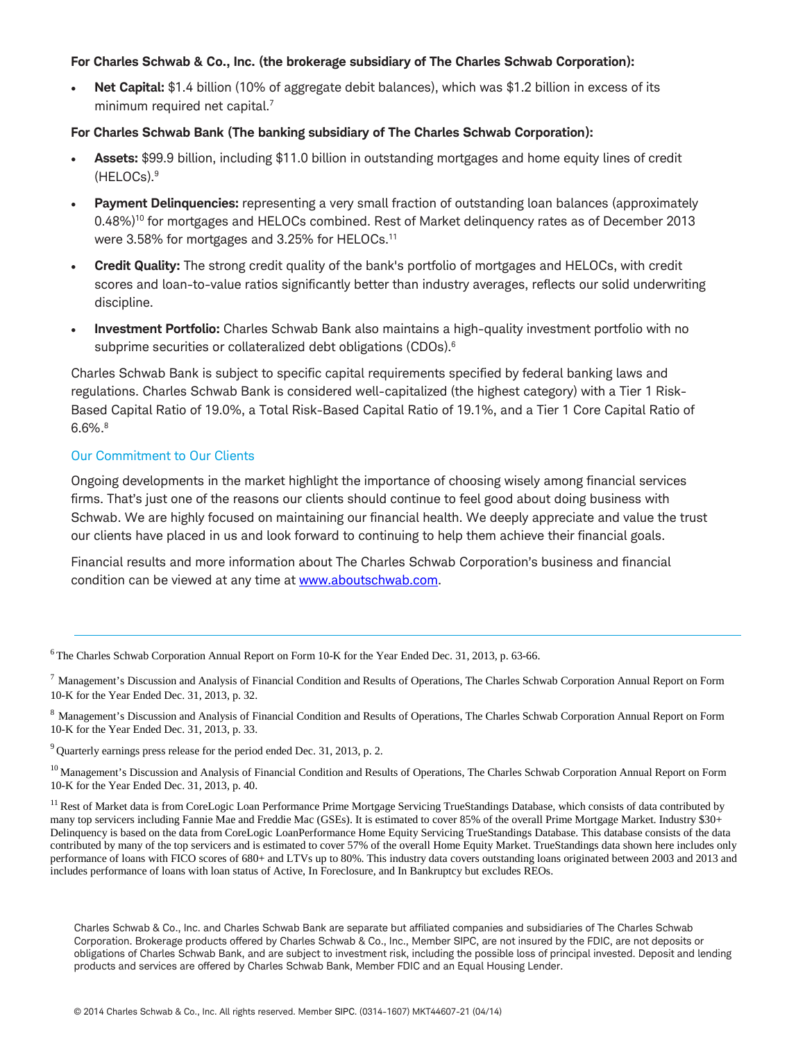**For Charles Schwab & Co., Inc. (the brokerage subsidiary of The Charles Schwab Corporation):**

- **Net Capital:** $1.4 billion (10% of aggregate debit balances), which was $1.2 billion in excess of its minimum required net capital.[7]

**For Charles Schwab Bank (The banking subsidiary of The Charles Schwab Corporation):**

- **Assets:** $99.9 billion, including $11.0 billion in outstanding mortgages and home equity lines of credit (HELOCs).[9]
- **Payment Delinquencies:** representing a very small fraction of outstanding loan balances (approximately 0.48%)[10] for mortgages and HELOCs combined. Rest of Market delinquency rates as of December 2013 were 3.58% for mortgages and 3.25% for HELOCs.[11]
- **Credit Quality:** The strong credit quality of the bank's portfolio of mortgages and HELOCs, with credit scores and loan-to-value ratios significantly better than industry averages, reflects our solid underwriting discipline.
- **Investment Portfolio:** Charles Schwab Bank also maintains a high-quality investment portfolio with no subprime securities or collateralized debt obligations (CDOs).[6]

Charles Schwab Bank is subject to specific capital requirements specified by federal banking laws and regulations. Charles Schwab Bank is considered well-capitalized (the highest category) with a Tier 1 Risk-Based Capital Ratio of 19.0%, a Total Risk-Based Capital Ratio of 19.1%, and a Tier 1 Core Capital Ratio of 6.6%.[8]

## Our Commitment to Our Clients

Ongoing developments in the market highlight the importance of choosing wisely among financial services firms. That's just one of the reasons our clients should continue to feel good about doing business with Schwab. We are highly focused on maintaining our financial health. We deeply appreciate and value the trust our clients have placed in us and look forward to continuing to help them achieve their financial goals.

Financial results and more information about The Charles Schwab Corporation's business and financial condition can be viewed at any time at www.aboutschwab.com.

---

[6] The Charles Schwab Corporation Annual Report on Form 10-K for the Year Ended Dec. 31, 2013, p. 63-66.

[7] Management's Discussion and Analysis of Financial Condition and Results of Operations, The Charles Schwab Corporation Annual Report on Form 10-K for the Year Ended Dec. 31, 2013, p. 32.

[8] Management's Discussion and Analysis of Financial Condition and Results of Operations, The Charles Schwab Corporation Annual Report on Form 10-K for the Year Ended Dec. 31, 2013, p. 33.

[9] Quarterly earnings press release for the period ended Dec. 31, 2013, p. 2.

[10] Management's Discussion and Analysis of Financial Condition and Results of Operations, The Charles Schwab Corporation Annual Report on Form 10-K for the Year Ended Dec. 31, 2013, p. 40.

[11] Rest of Market data is from CoreLogic Loan Performance Prime Mortgage Servicing TrueStandings Database, which consists of data contributed by many top servicers including Fannie Mae and Freddie Mac (GSEs). It is estimated to cover 85% of the overall Prime Mortgage Market. Industry $30+ Delinquency is based on the data from CoreLogic LoanPerformance Home Equity Servicing TrueStandings Database. This database consists of the data contributed by many of the top servicers and is estimated to cover 57% of the overall Home Equity Market. TrueStandings data shown here includes only performance of loans with FICO scores of 680+ and LTVs up to 80%. This industry data covers outstanding loans originated between 2003 and 2013 and includes performance of loans with loan status of Active, In Foreclosure, and In Bankruptcy but excludes REOs.

Charles Schwab & Co., Inc. and Charles Schwab Bank are separate but affiliated companies and subsidiaries of The Charles Schwab Corporation. Brokerage products offered by Charles Schwab & Co., Inc., Member SIPC, are not insured by the FDIC, are not deposits or obligations of Charles Schwab Bank, and are subject to investment risk, including the possible loss of principal invested. Deposit and lending products and services are offered by Charles Schwab Bank, Member FDIC and an Equal Housing Lender.

© 2014 Charles Schwab & Co., Inc. All rights reserved. Member SIPC. (0314-1607) MKT44607-21 (04/14)